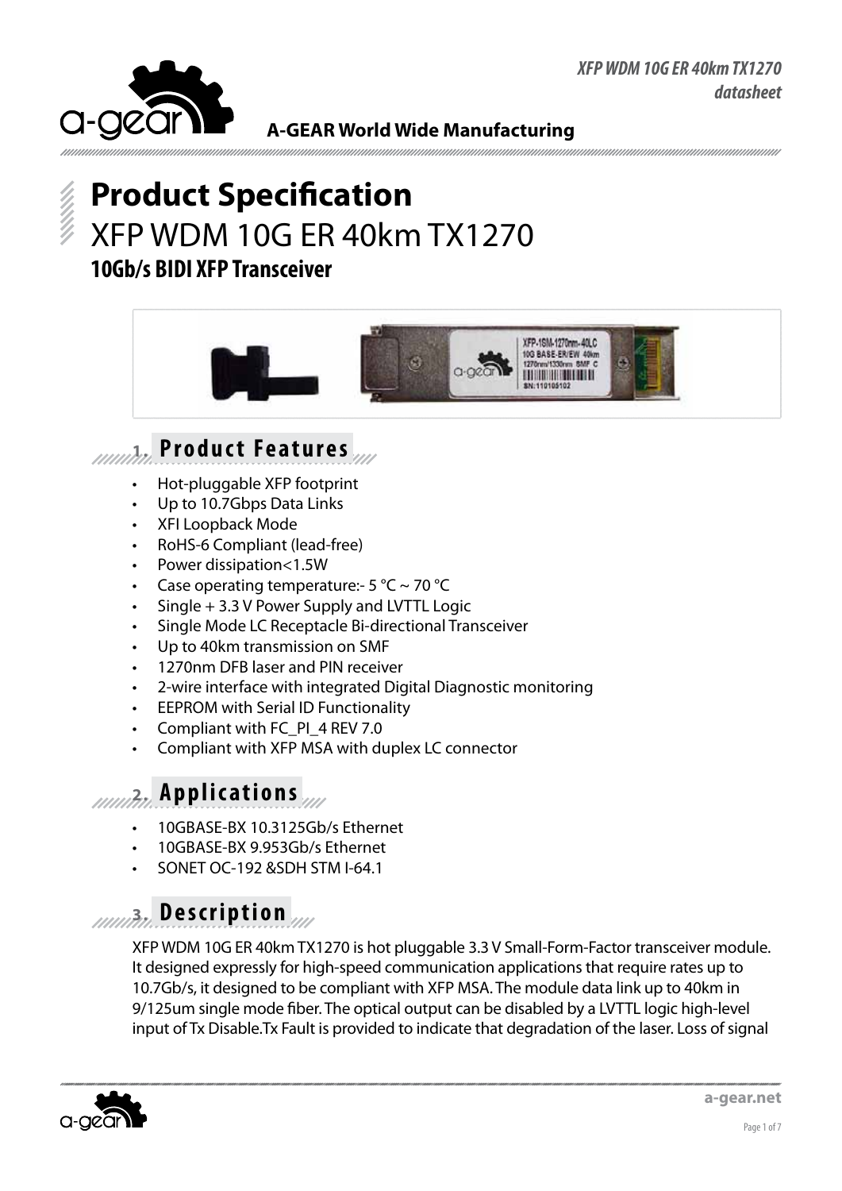A-GEAR World Wide Manufacturing

# Product Specification

## XFP WDM 10G ER 40km TX1270

### 10Gb/s BIDI XFP Transceiver

## 1. Product Features

- Hot-pluggable XFP footprint
- Up to 10.7Gbps Data Links
- XFI Loopback Mode
- RoHS-6 Compliant (lead-free)
- Power dissipation<1.5W
- Case operating temperature:- 5 °C ~ 70 °C
- Single + 3.3 V Power Supply and LVTTL Logic
- Single Mode LC Receptacle Bi-directional Transceiver
- Up to 40km transmission on SMF
- 1270nm DFB laser and PIN receiver
- 2-wire interface with integrated Digital Diagnostic monitoring
- EEPROM with Serial ID Functionality
- Compliant with FC_PI_4 REV 7.0
- Compliant with XFP MSA with duplex LC connector

## 2. Applications

- 10GBASE-BX 10.3125Gb/s Ethernet
- 10GBASE-BX 9.953Gb/s Ethernet
- SONET OC-192 &SDH STM I-64.1

## 3. Description

XFP WDM 10G ER 40km TX1270 is hot pluggable 3.3 V Small-Form-Factor transceiver module. It designed expressly for high-speed communication applications that require rates up to 10.7Gb/s, it designed to be compliant with XFP MSA. The module data link up to 40km in 9/125um single mode fiber. The optical output can be disabled by a LVTTL logic high-level input of Tx Disable.Tx Fault is provided to indicate that degradation of the laser. Loss of signal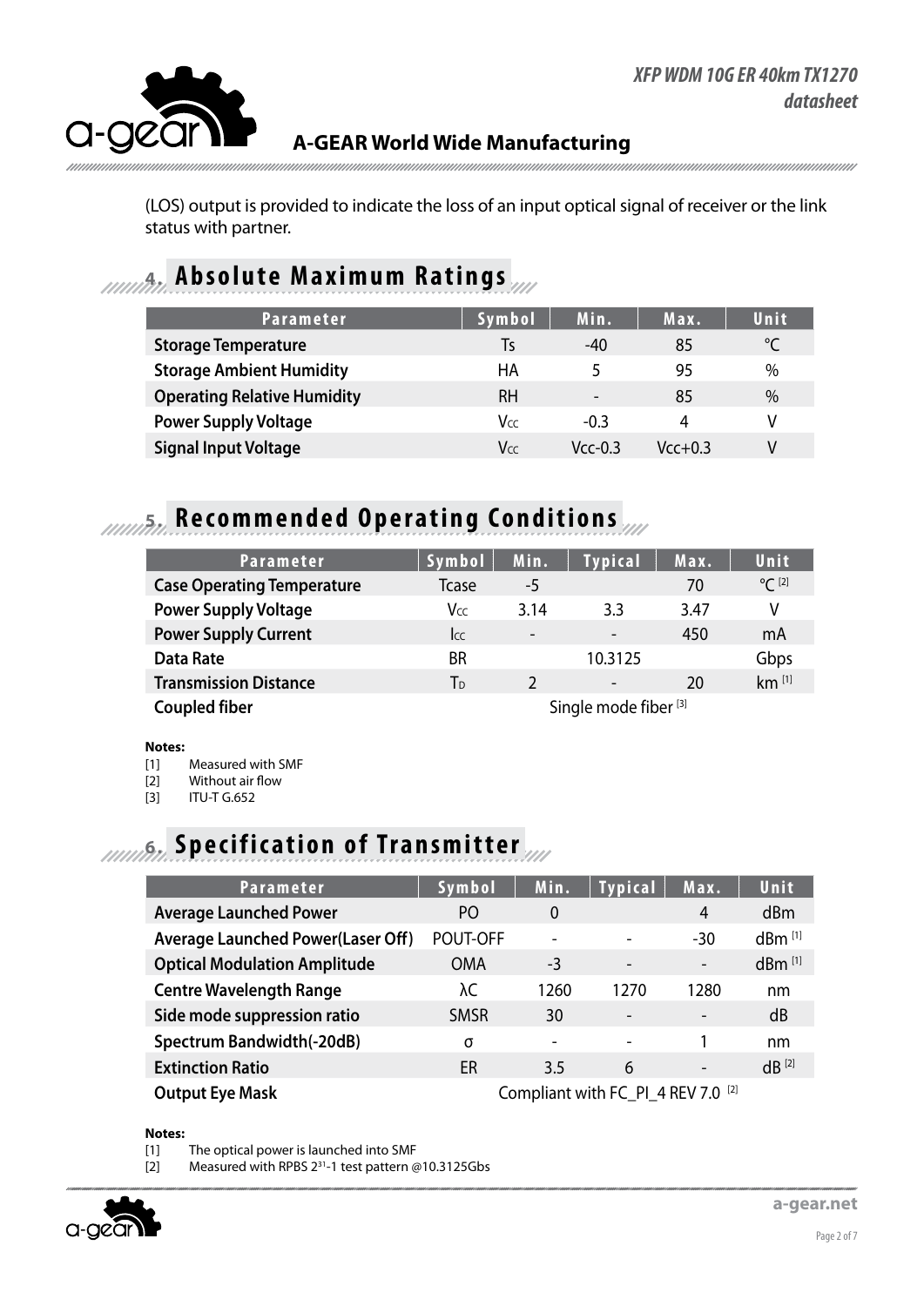(LOS) output is provided to indicate the loss of an input optical signal of receiver or the link status with partner.

## 4. Absolute Maximum Ratings

| Parameter | Symbol | Min. | Max. | Unit |
|---|---|---|---|---|
| Storage Temperature | Ts | -40 | 85 | °C |
| Storage Ambient Humidity | HA | 5 | 95 | % |
| Operating Relative Humidity | RH | - | 85 | % |
| Power Supply Voltage | $V_{CC}$ | -0.3 | 4 | V |
| Signal Input Voltage | $V_{CC}$ | Vcc-0.3 | Vcc+0.3 | V |

## 5. Recommended Operating Conditions

| Parameter | Symbol | Min. | Typical | Max. | Unit |
|---|---|---|---|---|---|
| Case Operating Temperature | Tcase | -5 | | 70 | °C [2] |
| Power Supply Voltage | $V_{CC}$ | 3.14 | 3.3 | 3.47 | V |
| Power Supply Current | $I_{CC}$ | - | - | 450 | mA |
| Data Rate | BR | | 10.3125 | | Gbps |
| Transmission Distance | $T_D$ | 2 | - | 20 | km [1] |
| Coupled fiber | | | Single mode fiber [3] | | |

**Notes:**

[1] Measured with SMF
[2] Without air flow
[3] ITU-T G.652

## 6. Specification of Transmitter

| Parameter | Symbol | Min. | Typical | Max. | Unit |
|---|---|---|---|---|---|
| Average Launched Power | PO | 0 | | 4 | dBm |
| Average Launched Power(Laser Off) | POUT-OFF | - | - | -30 | dBm [1] |
| Optical Modulation Amplitude | OMA | -3 | - | - | dBm [1] |
| Centre Wavelength Range | λC | 1260 | 1270 | 1280 | nm |
| Side mode suppression ratio | SMSR | 30 | - | - | dB |
| Spectrum Bandwidth(-20dB) | σ | - | - | 1 | nm |
| Extinction Ratio | ER | 3.5 | 6 | - | dB [2] |
| Output Eye Mask | | Compliant with FC_PI_4 REV 7.0 [2] | | | |

**Notes:**

[1] The optical power is launched into SMF
[2] Measured with RPBS $2^{31}$-1 test pattern @10.3125Gbs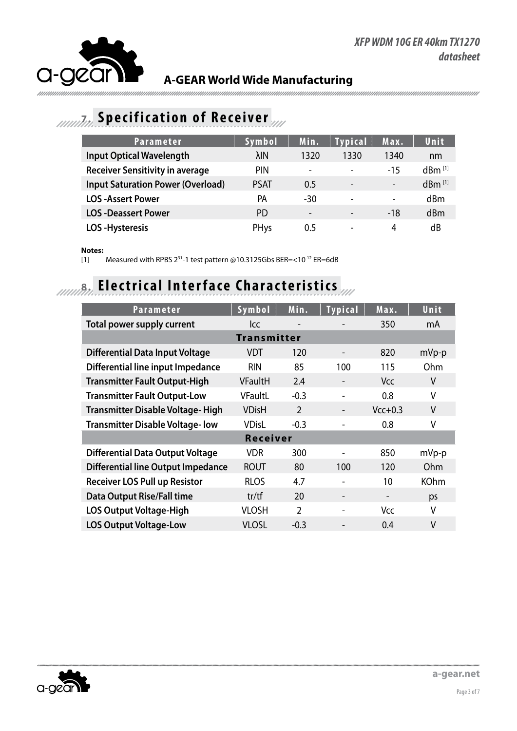## 7. Specification of Receiver

| Parameter | Symbol | Min. | Typical | Max. | Unit |
|---|---|---|---|---|---|
| Input Optical Wavelength | λIN | 1320 | 1330 | 1340 | nm |
| Receiver Sensitivity in average | PIN | - | - | -15 | dBm [1] |
| Input Saturation Power (Overload) | PSAT | 0.5 | - | - | dBm [1] |
| LOS -Assert Power | PA | -30 | - | - | dBm |
| LOS -Deassert Power | PD | - | - | -18 | dBm |
| LOS -Hysteresis | PHys | 0.5 | - | 4 | dB |

**Notes:**

[1] Measured with RPBS $2^{31}$-1 test pattern @10.3125Gbs BER=<$10^{-12}$ ER=6dB

## 8. Electrical Interface Characteristics

| Parameter | Symbol | Min. | Typical | Max. | Unit |
|---|---|---|---|---|---|
| Total power supply current | Icc | - | - | 350 | mA |
| **Transmitter** | | | | | |
| Differential Data Input Voltage | VDT | 120 | - | 820 | mVp-p |
| Differential line input Impedance | RIN | 85 | 100 | 115 | Ohm |
| Transmitter Fault Output-High | VFaultH | 2.4 | - | Vcc | V |
| Transmitter Fault Output-Low | VFaultL | -0.3 | - | 0.8 | V |
| Transmitter Disable Voltage- High | VDisH | 2 | - | Vcc+0.3 | V |
| Transmitter Disable Voltage- low | VDisL | -0.3 | - | 0.8 | V |
| **Receiver** | | | | | |
| Differential Data Output Voltage | VDR | 300 | - | 850 | mVp-p |
| Differential line Output Impedance | ROUT | 80 | 100 | 120 | Ohm |
| Receiver LOS Pull up Resistor | RLOS | 4.7 | - | 10 | KOhm |
| Data Output Rise/Fall time | tr/tf | 20 | - | - | ps |
| LOS Output Voltage-High | VLOSH | 2 | - | Vcc | V |
| LOS Output Voltage-Low | VLOSL | -0.3 | - | 0.4 | V |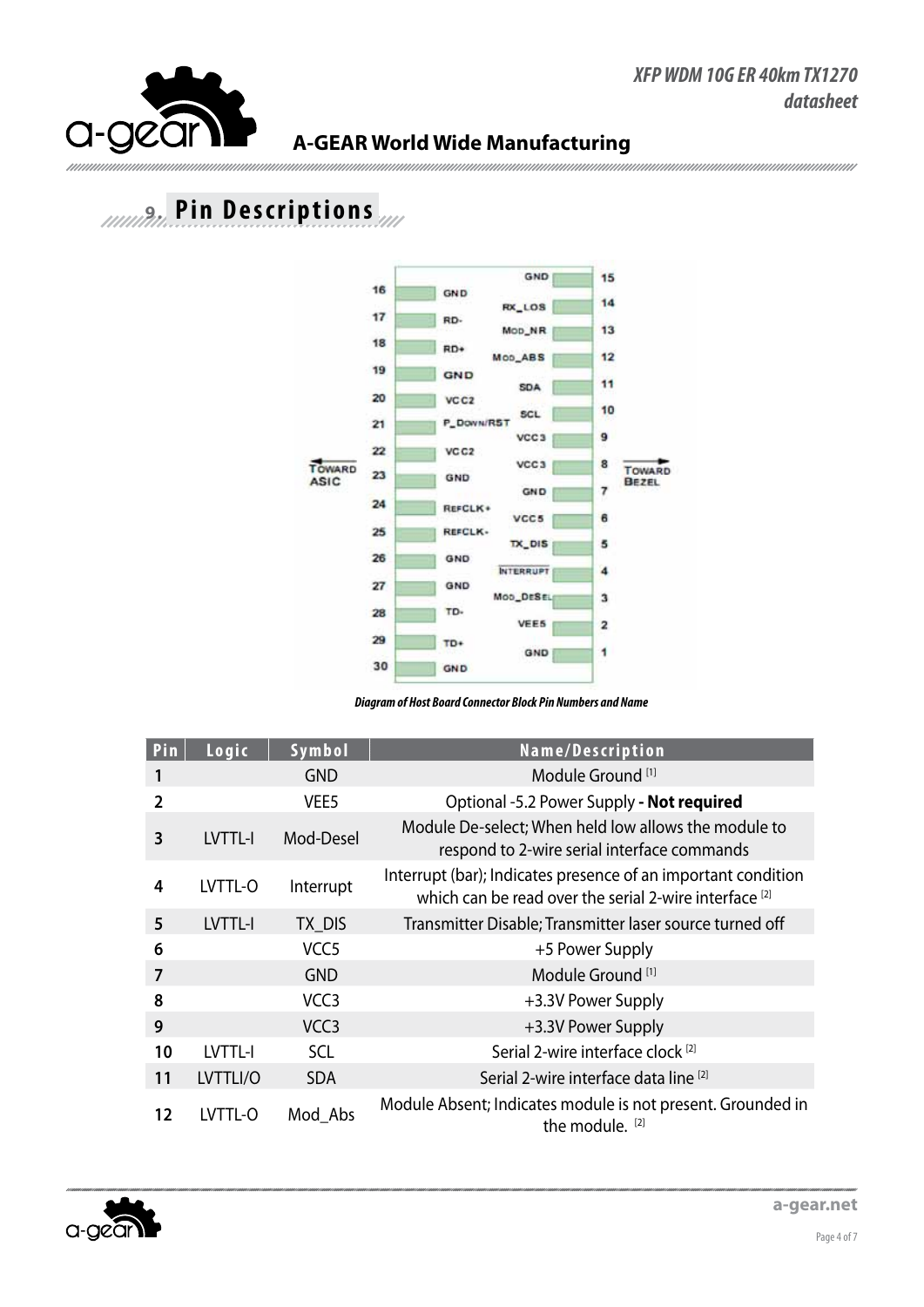## 9. Pin Descriptions

*Diagram of Host Board Connector Block Pin Numbers and Name*

| Pin | Logic | Symbol | Name/Description |
|---|---|---|---|
| 1 | | GND | Module Ground [1] |
| 2 | | VEE5 | Optional -5.2 Power Supply **- Not required** |
| 3 | LVTTL-I | Mod-Desel | Module De-select; When held low allows the module to respond to 2-wire serial interface commands |
| 4 | LVTTL-O | Interrupt | Interrupt (bar); Indicates presence of an important condition which can be read over the serial 2-wire interface [2] |
| 5 | LVTTL-I | TX_DIS | Transmitter Disable; Transmitter laser source turned off |
| 6 | | VCC5 | +5 Power Supply |
| 7 | | GND | Module Ground [1] |
| 8 | | VCC3 | +3.3V Power Supply |
| 9 | | VCC3 | +3.3V Power Supply |
| 10 | LVTTL-I | SCL | Serial 2-wire interface clock [2] |
| 11 | LVTTLI/O | SDA | Serial 2-wire interface data line [2] |
| 12 | LVTTL-O | Mod_Abs | Module Absent; Indicates module is not present. Grounded in the module. [2] |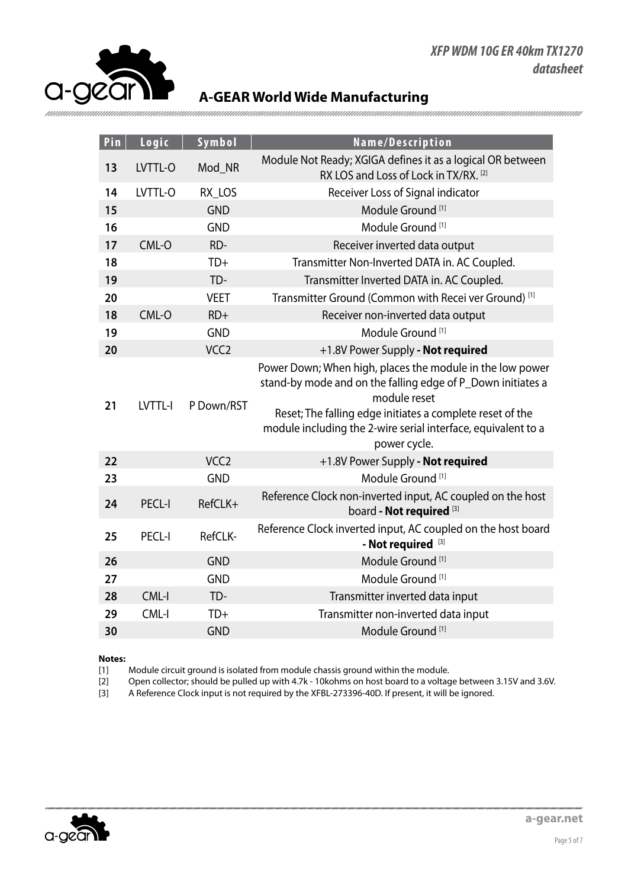| Pin | Logic | Symbol | Name/Description |
|---|---|---|---|
| 13 | LVTTL-O | Mod_NR | Module Not Ready; XGIGA defines it as a logical OR between RX LOS and Loss of Lock in TX/RX. [2] |
| 14 | LVTTL-O | RX_LOS | Receiver Loss of Signal indicator |
| 15 | | GND | Module Ground [1] |
| 16 | | GND | Module Ground [1] |
| 17 | CML-O | RD- | Receiver inverted data output |
| 18 | | TD+ | Transmitter Non-Inverted DATA in. AC Coupled. |
| 19 | | TD- | Transmitter Inverted DATA in. AC Coupled. |
| 20 | | VEET | Transmitter Ground (Common with Recei ver Ground) [1] |
| 18 | CML-O | RD+ | Receiver non-inverted data output |
| 19 | | GND | Module Ground [1] |
| 20 | | VCC2 | +1.8V Power Supply **- Not required** |
| 21 | LVTTL-I | P Down/RST | Power Down; When high, places the module in the low power stand-by mode and on the falling edge of P_Down initiates a module reset<br>Reset; The falling edge initiates a complete reset of the module including the 2-wire serial interface, equivalent to a power cycle. |
| 22 | | VCC2 | +1.8V Power Supply **- Not required** |
| 23 | | GND | Module Ground [1] |
| 24 | PECL-I | RefCLK+ | Reference Clock non-inverted input, AC coupled on the host board **- Not required** [3] |
| 25 | PECL-I | RefCLK- | Reference Clock inverted input, AC coupled on the host board **- Not required** [3] |
| 26 | | GND | Module Ground [1] |
| 27 | | GND | Module Ground [1] |
| 28 | CML-I | TD- | Transmitter inverted data input |
| 29 | CML-I | TD+ | Transmitter non-inverted data input |
| 30 | | GND | Module Ground [1] |

**Notes:**

[1] Module circuit ground is isolated from module chassis ground within the module.

[2] Open collector; should be pulled up with 4.7k - 10kohms on host board to a voltage between 3.15V and 3.6V.

[3] A Reference Clock input is not required by the XFBL-273396-40D. If present, it will be ignored.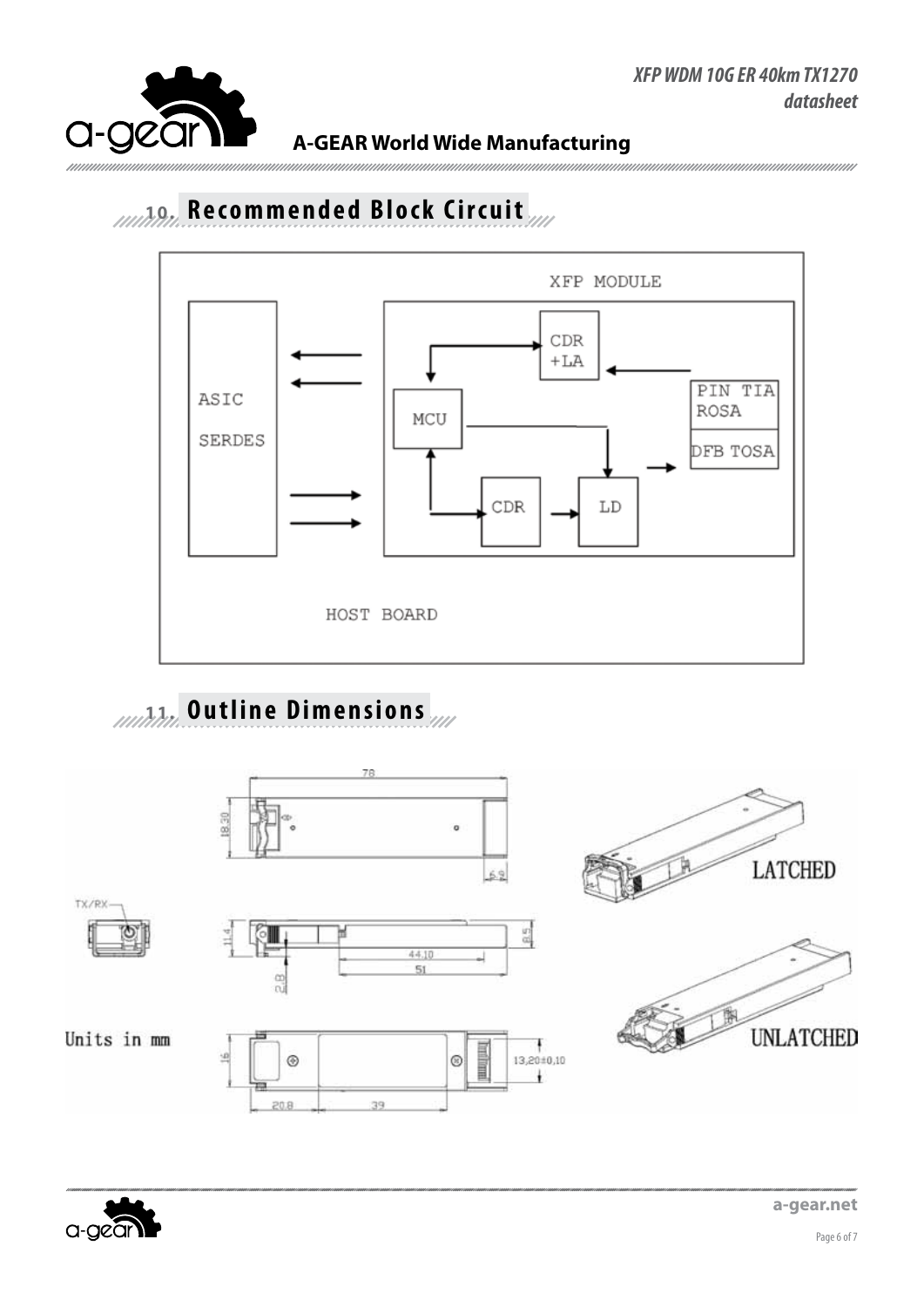## 10. Recommended Block Circuit

## 11. Outline Dimensions

Units in mm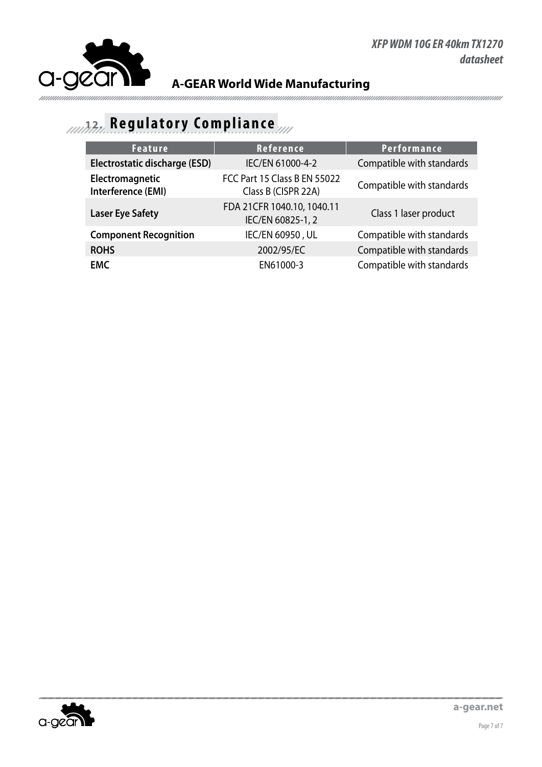## 12. Regulatory Compliance

| Feature | Reference | Performance |
|---|---|---|
| **Electrostatic discharge (ESD)** | IEC/EN 61000-4-2 | Compatible with standards |
| **Electromagnetic Interference (EMI)** | FCC Part 15 Class B EN 55022 Class B (CISPR 22A) | Compatible with standards |
| **Laser Eye Safety** | FDA 21CFR 1040.10, 1040.11 IEC/EN 60825-1, 2 | Class 1 laser product |
| **Component Recognition** | IEC/EN 60950 , UL | Compatible with standards |
| **ROHS** | 2002/95/EC | Compatible with standards |
| **EMC** | EN61000-3 | Compatible with standards |